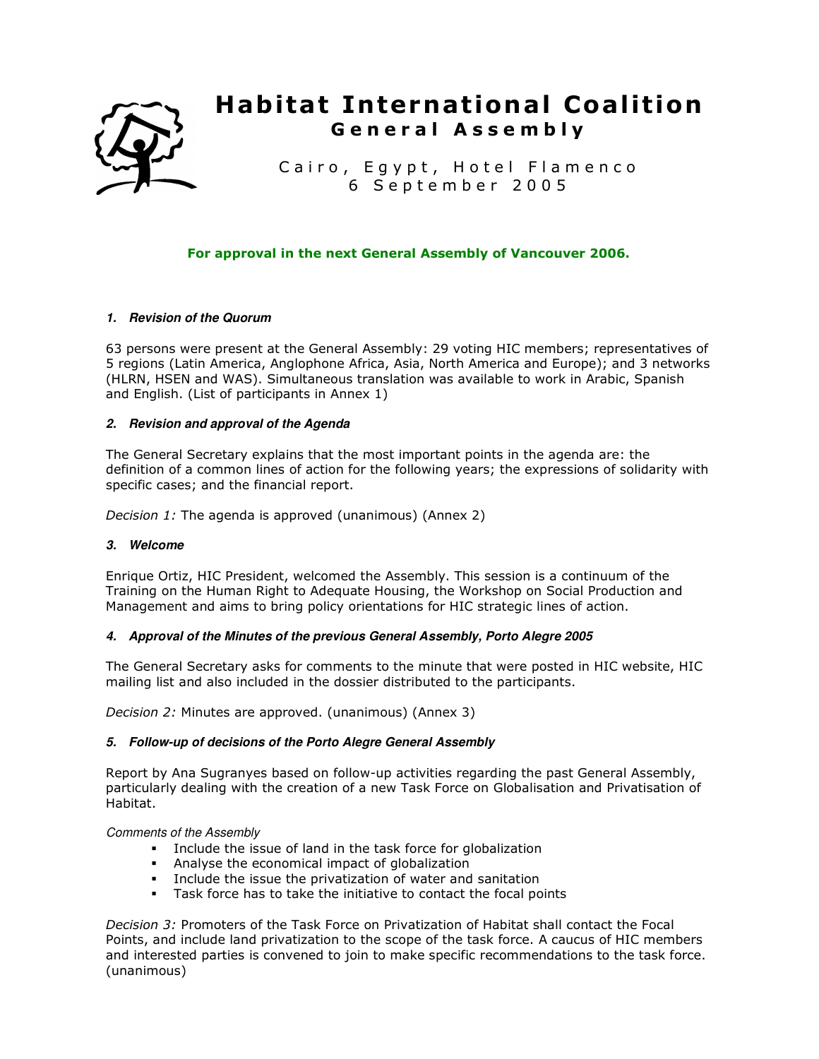# Habitat International Coalition
## General Assembly

Cairo, Egypt, Hotel Flamenco
6 September 2005

**For approval in the next General Assembly of Vancouver 2006.**

### *1. Revision of the Quorum*

63 persons were present at the General Assembly: 29 voting HIC members; representatives of 5 regions (Latin America, Anglophone Africa, Asia, North America and Europe); and 3 networks (HLRN, HSEN and WAS). Simultaneous translation was available to work in Arabic, Spanish and English. (List of participants in Annex 1)

### *2. Revision and approval of the Agenda*

The General Secretary explains that the most important points in the agenda are: the definition of a common lines of action for the following years; the expressions of solidarity with specific cases; and the financial report.

*Decision 1:* The agenda is approved (unanimous) (Annex 2)

### *3. Welcome*

Enrique Ortiz, HIC President, welcomed the Assembly. This session is a continuum of the Training on the Human Right to Adequate Housing, the Workshop on Social Production and Management and aims to bring policy orientations for HIC strategic lines of action.

### *4. Approval of the Minutes of the previous General Assembly, Porto Alegre 2005*

The General Secretary asks for comments to the minute that were posted in HIC website, HIC mailing list and also included in the dossier distributed to the participants.

*Decision 2:* Minutes are approved. (unanimous) (Annex 3)

### *5. Follow-up of decisions of the Porto Alegre General Assembly*

Report by Ana Sugranyes based on follow-up activities regarding the past General Assembly, particularly dealing with the creation of a new Task Force on Globalisation and Privatisation of Habitat.

*Comments of the Assembly*

- Include the issue of land in the task force for globalization
- Analyse the economical impact of globalization
- Include the issue the privatization of water and sanitation
- Task force has to take the initiative to contact the focal points

*Decision 3:* Promoters of the Task Force on Privatization of Habitat shall contact the Focal Points, and include land privatization to the scope of the task force. A caucus of HIC members and interested parties is convened to join to make specific recommendations to the task force. (unanimous)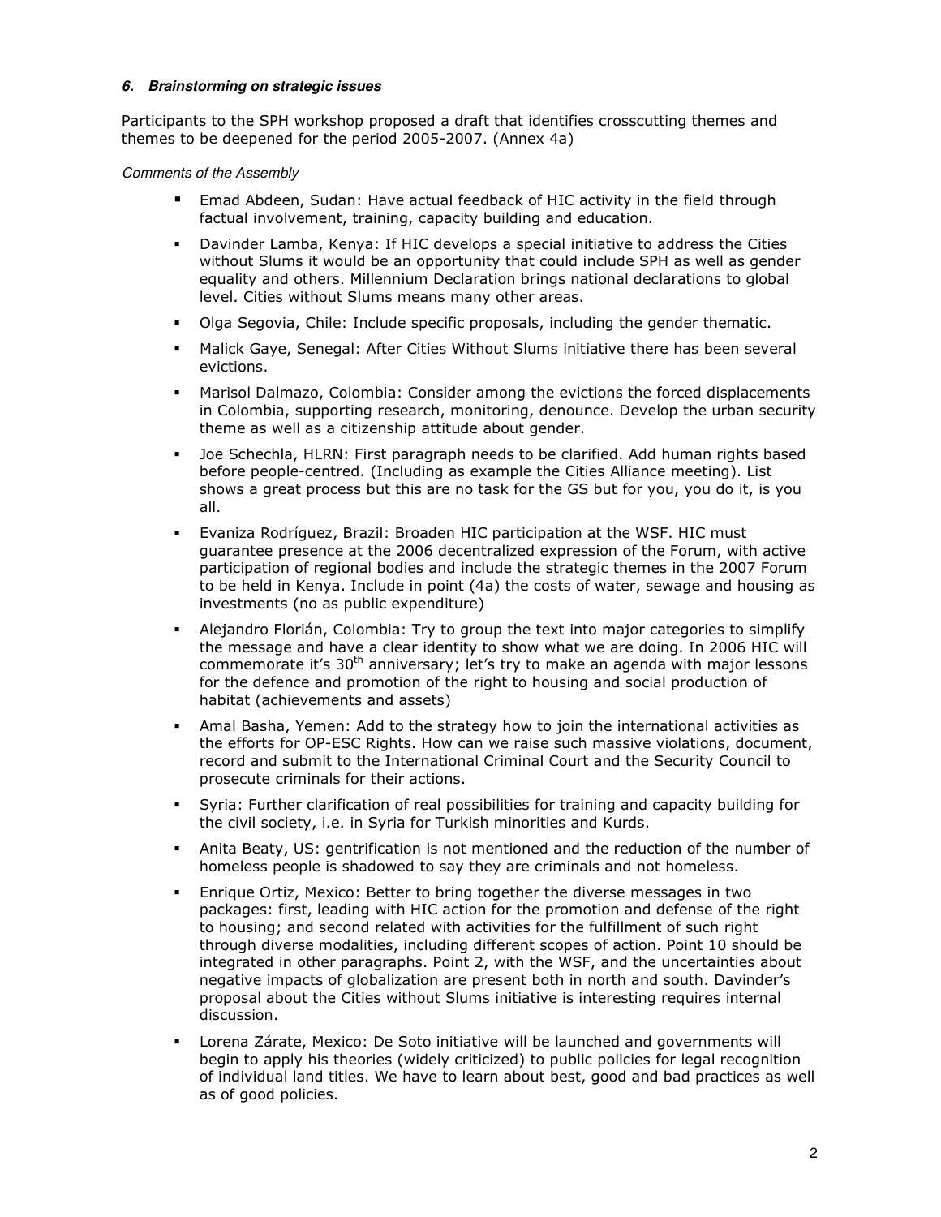### *6. Brainstorming on strategic issues*

Participants to the SPH workshop proposed a draft that identifies crosscutting themes and themes to be deepened for the period 2005-2007. (Annex 4a)

*Comments of the Assembly*

- Emad Abdeen, Sudan: Have actual feedback of HIC activity in the field through factual involvement, training, capacity building and education.
- Davinder Lamba, Kenya: If HIC develops a special initiative to address the Cities without Slums it would be an opportunity that could include SPH as well as gender equality and others. Millennium Declaration brings national declarations to global level. Cities without Slums means many other areas.
- Olga Segovia, Chile: Include specific proposals, including the gender thematic.
- Malick Gaye, Senegal: After Cities Without Slums initiative there has been several evictions.
- Marisol Dalmazo, Colombia: Consider among the evictions the forced displacements in Colombia, supporting research, monitoring, denounce. Develop the urban security theme as well as a citizenship attitude about gender.
- Joe Schechla, HLRN: First paragraph needs to be clarified. Add human rights based before people-centred. (Including as example the Cities Alliance meeting). List shows a great process but this are no task for the GS but for you, you do it, is you all.
- Evaniza Rodríguez, Brazil: Broaden HIC participation at the WSF. HIC must guarantee presence at the 2006 decentralized expression of the Forum, with active participation of regional bodies and include the strategic themes in the 2007 Forum to be held in Kenya. Include in point (4a) the costs of water, sewage and housing as investments (no as public expenditure)
- Alejandro Florián, Colombia: Try to group the text into major categories to simplify the message and have a clear identity to show what we are doing. In 2006 HIC will commemorate it's 30th anniversary; let's try to make an agenda with major lessons for the defence and promotion of the right to housing and social production of habitat (achievements and assets)
- Amal Basha, Yemen: Add to the strategy how to join the international activities as the efforts for OP-ESC Rights. How can we raise such massive violations, document, record and submit to the International Criminal Court and the Security Council to prosecute criminals for their actions.
- Syria: Further clarification of real possibilities for training and capacity building for the civil society, i.e. in Syria for Turkish minorities and Kurds.
- Anita Beaty, US: gentrification is not mentioned and the reduction of the number of homeless people is shadowed to say they are criminals and not homeless.
- Enrique Ortiz, Mexico: Better to bring together the diverse messages in two packages: first, leading with HIC action for the promotion and defense of the right to housing; and second related with activities for the fulfillment of such right through diverse modalities, including different scopes of action. Point 10 should be integrated in other paragraphs. Point 2, with the WSF, and the uncertainties about negative impacts of globalization are present both in north and south. Davinder's proposal about the Cities without Slums initiative is interesting requires internal discussion.
- Lorena Zárate, Mexico: De Soto initiative will be launched and governments will begin to apply his theories (widely criticized) to public policies for legal recognition of individual land titles. We have to learn about best, good and bad practices as well as of good policies.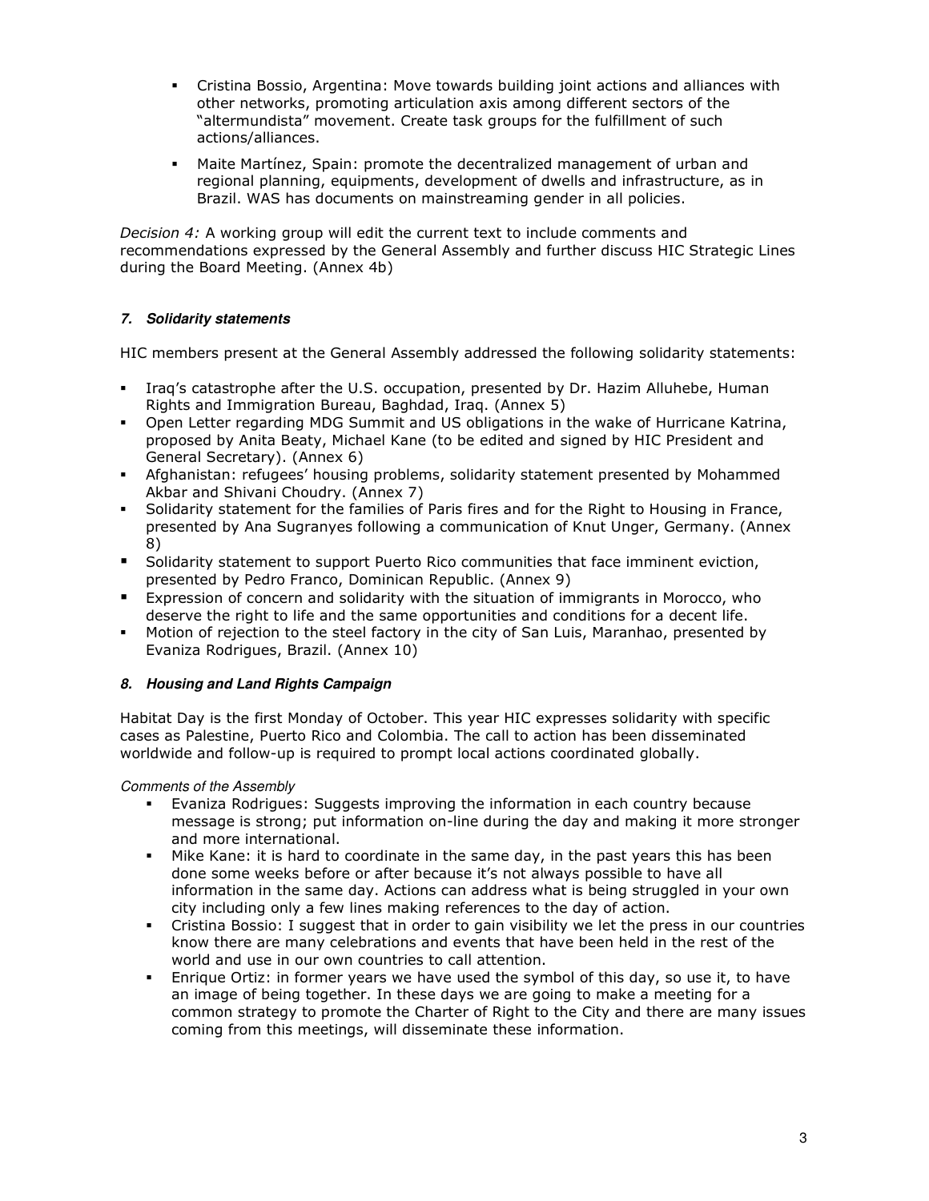- Cristina Bossio, Argentina: Move towards building joint actions and alliances with other networks, promoting articulation axis among different sectors of the "altermundista" movement. Create task groups for the fulfillment of such actions/alliances.
- Maite Martínez, Spain: promote the decentralized management of urban and regional planning, equipments, development of dwells and infrastructure, as in Brazil. WAS has documents on mainstreaming gender in all policies.

*Decision 4:* A working group will edit the current text to include comments and recommendations expressed by the General Assembly and further discuss HIC Strategic Lines during the Board Meeting. (Annex 4b)

### *7. Solidarity statements*

HIC members present at the General Assembly addressed the following solidarity statements:

- Iraq's catastrophe after the U.S. occupation, presented by Dr. Hazim Alluhebe, Human Rights and Immigration Bureau, Baghdad, Iraq. (Annex 5)
- Open Letter regarding MDG Summit and US obligations in the wake of Hurricane Katrina, proposed by Anita Beaty, Michael Kane (to be edited and signed by HIC President and General Secretary). (Annex 6)
- Afghanistan: refugees' housing problems, solidarity statement presented by Mohammed Akbar and Shivani Choudry. (Annex 7)
- Solidarity statement for the families of Paris fires and for the Right to Housing in France, presented by Ana Sugranyes following a communication of Knut Unger, Germany. (Annex 8)
- Solidarity statement to support Puerto Rico communities that face imminent eviction, presented by Pedro Franco, Dominican Republic. (Annex 9)
- Expression of concern and solidarity with the situation of immigrants in Morocco, who deserve the right to life and the same opportunities and conditions for a decent life.
- Motion of rejection to the steel factory in the city of San Luis, Maranhao, presented by Evaniza Rodrigues, Brazil. (Annex 10)

### *8. Housing and Land Rights Campaign*

Habitat Day is the first Monday of October. This year HIC expresses solidarity with specific cases as Palestine, Puerto Rico and Colombia. The call to action has been disseminated worldwide and follow-up is required to prompt local actions coordinated globally.

*Comments of the Assembly*

- Evaniza Rodrigues: Suggests improving the information in each country because message is strong; put information on-line during the day and making it more stronger and more international.
- Mike Kane: it is hard to coordinate in the same day, in the past years this has been done some weeks before or after because it's not always possible to have all information in the same day. Actions can address what is being struggled in your own city including only a few lines making references to the day of action.
- Cristina Bossio: I suggest that in order to gain visibility we let the press in our countries know there are many celebrations and events that have been held in the rest of the world and use in our own countries to call attention.
- Enrique Ortiz: in former years we have used the symbol of this day, so use it, to have an image of being together. In these days we are going to make a meeting for a common strategy to promote the Charter of Right to the City and there are many issues coming from this meetings, will disseminate these information.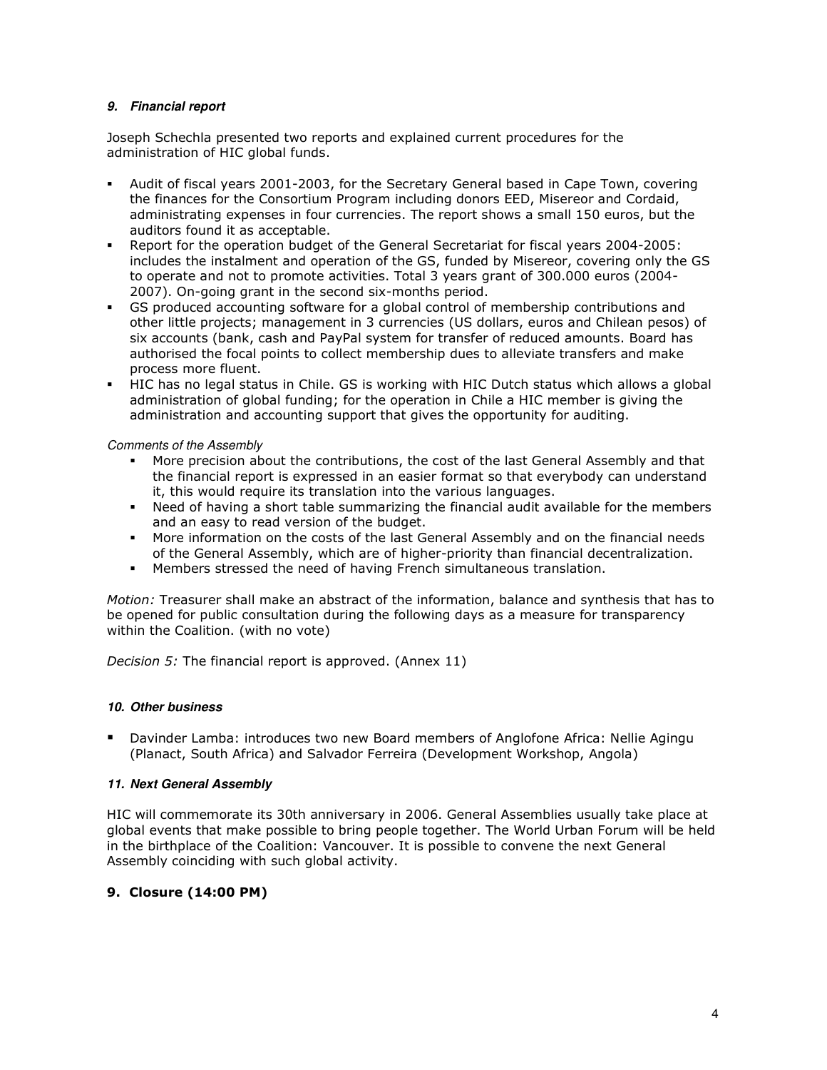### *9. Financial report*

Joseph Schechla presented two reports and explained current procedures for the administration of HIC global funds.

- Audit of fiscal years 2001-2003, for the Secretary General based in Cape Town, covering the finances for the Consortium Program including donors EED, Misereor and Cordaid, administrating expenses in four currencies. The report shows a small 150 euros, but the auditors found it as acceptable.
- Report for the operation budget of the General Secretariat for fiscal years 2004-2005: includes the instalment and operation of the GS, funded by Misereor, covering only the GS to operate and not to promote activities. Total 3 years grant of 300.000 euros (2004-2007). On-going grant in the second six-months period.
- GS produced accounting software for a global control of membership contributions and other little projects; management in 3 currencies (US dollars, euros and Chilean pesos) of six accounts (bank, cash and PayPal system for transfer of reduced amounts. Board has authorised the focal points to collect membership dues to alleviate transfers and make process more fluent.
- HIC has no legal status in Chile. GS is working with HIC Dutch status which allows a global administration of global funding; for the operation in Chile a HIC member is giving the administration and accounting support that gives the opportunity for auditing.

*Comments of the Assembly*

- More precision about the contributions, the cost of the last General Assembly and that the financial report is expressed in an easier format so that everybody can understand it, this would require its translation into the various languages.
- Need of having a short table summarizing the financial audit available for the members and an easy to read version of the budget.
- More information on the costs of the last General Assembly and on the financial needs of the General Assembly, which are of higher-priority than financial decentralization.
- Members stressed the need of having French simultaneous translation.

*Motion:* Treasurer shall make an abstract of the information, balance and synthesis that has to be opened for public consultation during the following days as a measure for transparency within the Coalition. (with no vote)

*Decision 5:* The financial report is approved. (Annex 11)

### *10. Other business*

- Davinder Lamba: introduces two new Board members of Anglofone Africa: Nellie Agingu (Planact, South Africa) and Salvador Ferreira (Development Workshop, Angola)

### *11. Next General Assembly*

HIC will commemorate its 30th anniversary in 2006. General Assemblies usually take place at global events that make possible to bring people together. The World Urban Forum will be held in the birthplace of the Coalition: Vancouver. It is possible to convene the next General Assembly coinciding with such global activity.

## **9. Closure (14:00 PM)**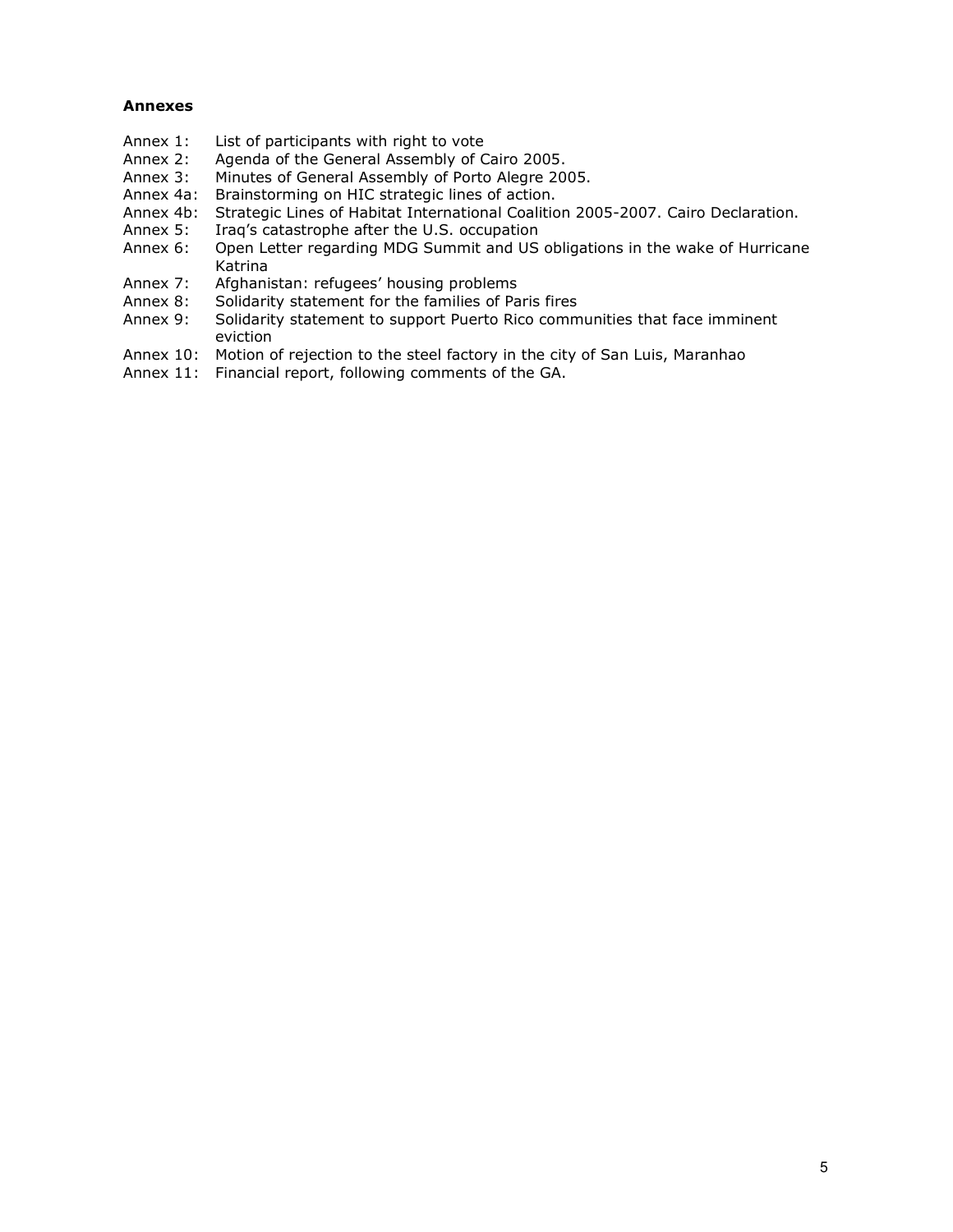**Annexes**

Annex 1: List of participants with right to vote
Annex 2: Agenda of the General Assembly of Cairo 2005.
Annex 3: Minutes of General Assembly of Porto Alegre 2005.
Annex 4a: Brainstorming on HIC strategic lines of action.
Annex 4b: Strategic Lines of Habitat International Coalition 2005-2007. Cairo Declaration.
Annex 5: Iraq's catastrophe after the U.S. occupation
Annex 6: Open Letter regarding MDG Summit and US obligations in the wake of Hurricane Katrina
Annex 7: Afghanistan: refugees' housing problems
Annex 8: Solidarity statement for the families of Paris fires
Annex 9: Solidarity statement to support Puerto Rico communities that face imminent eviction
Annex 10: Motion of rejection to the steel factory in the city of San Luis, Maranhao
Annex 11: Financial report, following comments of the GA.